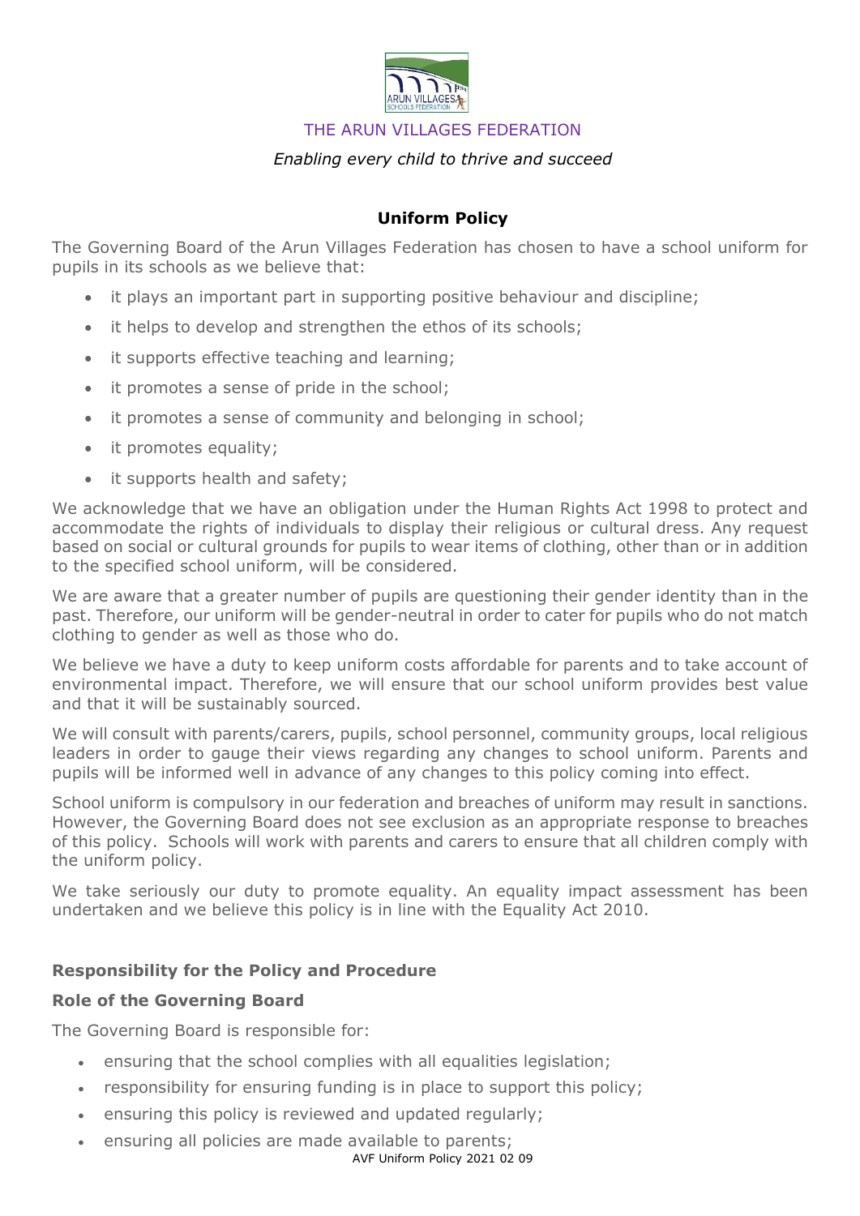THE ARUN VILLAGES FEDERATION

*Enabling every child to thrive and succeed*

## Uniform Policy

The Governing Board of the Arun Villages Federation has chosen to have a school uniform for pupils in its schools as we believe that:

- it plays an important part in supporting positive behaviour and discipline;
- it helps to develop and strengthen the ethos of its schools;
- it supports effective teaching and learning;
- it promotes a sense of pride in the school;
- it promotes a sense of community and belonging in school;
- it promotes equality;
- it supports health and safety;

We acknowledge that we have an obligation under the Human Rights Act 1998 to protect and accommodate the rights of individuals to display their religious or cultural dress. Any request based on social or cultural grounds for pupils to wear items of clothing, other than or in addition to the specified school uniform, will be considered.

We are aware that a greater number of pupils are questioning their gender identity than in the past. Therefore, our uniform will be gender-neutral in order to cater for pupils who do not match clothing to gender as well as those who do.

We believe we have a duty to keep uniform costs affordable for parents and to take account of environmental impact. Therefore, we will ensure that our school uniform provides best value and that it will be sustainably sourced.

We will consult with parents/carers, pupils, school personnel, community groups, local religious leaders in order to gauge their views regarding any changes to school uniform. Parents and pupils will be informed well in advance of any changes to this policy coming into effect.

School uniform is compulsory in our federation and breaches of uniform may result in sanctions. However, the Governing Board does not see exclusion as an appropriate response to breaches of this policy. Schools will work with parents and carers to ensure that all children comply with the uniform policy.

We take seriously our duty to promote equality. An equality impact assessment has been undertaken and we believe this policy is in line with the Equality Act 2010.

### Responsibility for the Policy and Procedure

### Role of the Governing Board

The Governing Board is responsible for:

- ensuring that the school complies with all equalities legislation;
- responsibility for ensuring funding is in place to support this policy;
- ensuring this policy is reviewed and updated regularly;
- ensuring all policies are made available to parents;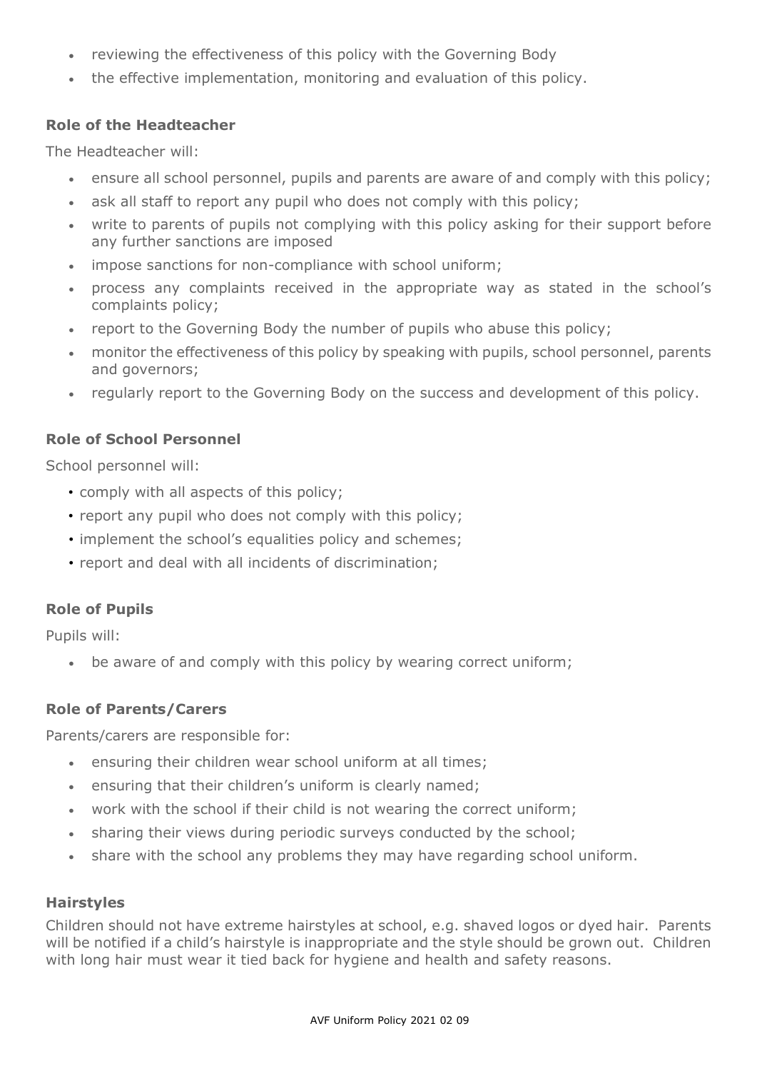- reviewing the effectiveness of this policy with the Governing Body
- the effective implementation, monitoring and evaluation of this policy.

### Role of the Headteacher

The Headteacher will:

- ensure all school personnel, pupils and parents are aware of and comply with this policy;
- ask all staff to report any pupil who does not comply with this policy;
- write to parents of pupils not complying with this policy asking for their support before any further sanctions are imposed
- impose sanctions for non-compliance with school uniform;
- process any complaints received in the appropriate way as stated in the school's complaints policy;
- report to the Governing Body the number of pupils who abuse this policy;
- monitor the effectiveness of this policy by speaking with pupils, school personnel, parents and governors;
- regularly report to the Governing Body on the success and development of this policy.

### Role of School Personnel

School personnel will:

- comply with all aspects of this policy;
- report any pupil who does not comply with this policy;
- implement the school's equalities policy and schemes;
- report and deal with all incidents of discrimination;

### Role of Pupils

Pupils will:

- be aware of and comply with this policy by wearing correct uniform;

### Role of Parents/Carers

Parents/carers are responsible for:

- ensuring their children wear school uniform at all times;
- ensuring that their children's uniform is clearly named;
- work with the school if their child is not wearing the correct uniform;
- sharing their views during periodic surveys conducted by the school;
- share with the school any problems they may have regarding school uniform.

### Hairstyles

Children should not have extreme hairstyles at school, e.g. shaved logos or dyed hair. Parents will be notified if a child's hairstyle is inappropriate and the style should be grown out. Children with long hair must wear it tied back for hygiene and health and safety reasons.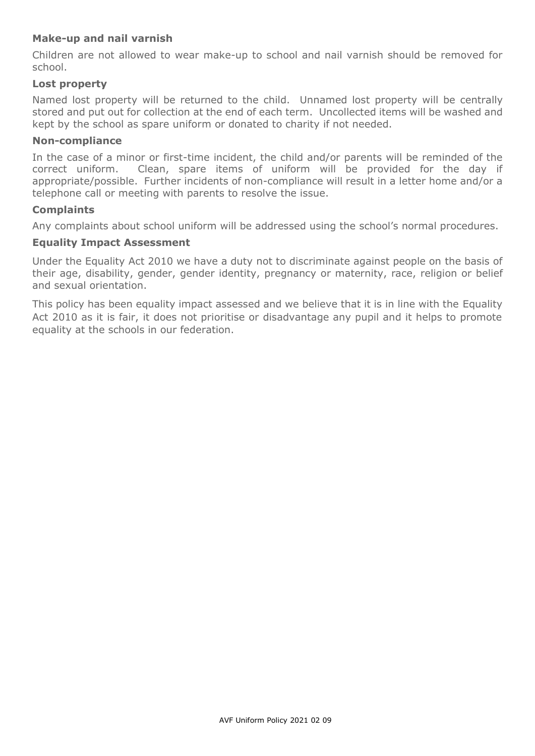### Make-up and nail varnish

Children are not allowed to wear make-up to school and nail varnish should be removed for school.

### Lost property

Named lost property will be returned to the child. Unnamed lost property will be centrally stored and put out for collection at the end of each term. Uncollected items will be washed and kept by the school as spare uniform or donated to charity if not needed.

### Non-compliance

In the case of a minor or first-time incident, the child and/or parents will be reminded of the correct uniform. Clean, spare items of uniform will be provided for the day if appropriate/possible. Further incidents of non-compliance will result in a letter home and/or a telephone call or meeting with parents to resolve the issue.

### Complaints

Any complaints about school uniform will be addressed using the school's normal procedures.

### Equality Impact Assessment

Under the Equality Act 2010 we have a duty not to discriminate against people on the basis of their age, disability, gender, gender identity, pregnancy or maternity, race, religion or belief and sexual orientation.

This policy has been equality impact assessed and we believe that it is in line with the Equality Act 2010 as it is fair, it does not prioritise or disadvantage any pupil and it helps to promote equality at the schools in our federation.